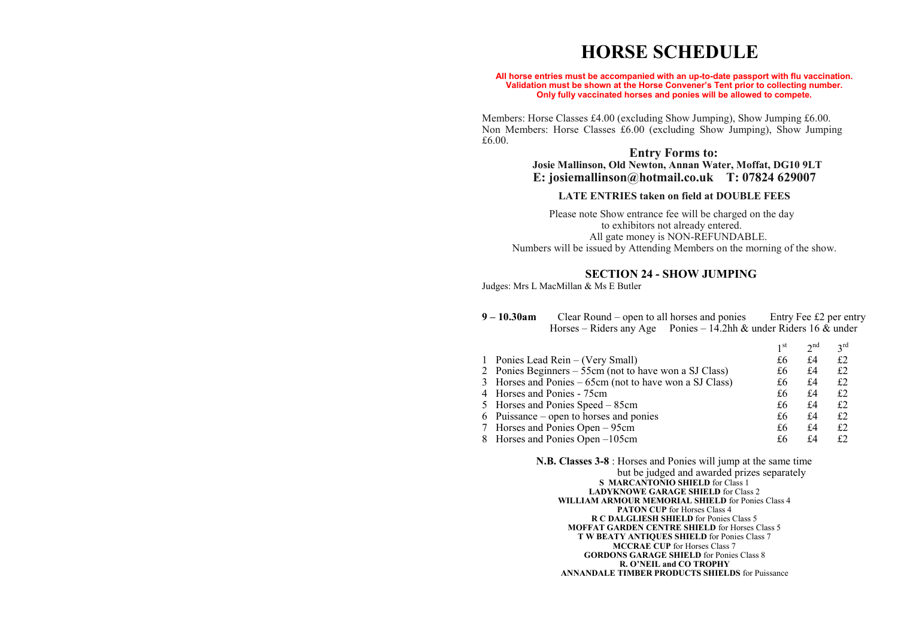# HORSE SCHEDULE

**All horse entries must be accompanied with an up-to-date passport with flu vaccination.**
**Validation must be shown at the Horse Convener's Tent prior to collecting number.**
**Only fully vaccinated horses and ponies will be allowed to compete.**

Members: Horse Classes £4.00 (excluding Show Jumping), Show Jumping £6.00.
Non Members: Horse Classes £6.00 (excluding Show Jumping), Show Jumping £6.00.

## Entry Forms to:

**Josie Mallinson, Old Newton, Annan Water, Moffat, DG10 9LT**
**E: josiemallinson@hotmail.co.uk T: 07824 629007**

**LATE ENTRIES taken on field at DOUBLE FEES**

Please note Show entrance fee will be charged on the day
to exhibitors not already entered.
All gate money is NON-REFUNDABLE.
Numbers will be issued by Attending Members on the morning of the show.

## SECTION 24 - SHOW JUMPING

Judges: Mrs L MacMillan & Ms E Butler

**9 – 10.30am** Clear Round – open to all horses and ponies Entry Fee £2 per entry
Horses – Riders any Age Ponies – 14.2hh & under Riders 16 & under

| | Class | 1st | 2nd | 3rd |
|---|---|---|---|---|
| 1 | Ponies Lead Rein – (Very Small) | £6 | £4 | £2 |
| 2 | Ponies Beginners – 55cm (not to have won a SJ Class) | £6 | £4 | £2 |
| 3 | Horses and Ponies – 65cm (not to have won a SJ Class) | £6 | £4 | £2 |
| 4 | Horses and Ponies - 75cm | £6 | £4 | £2 |
| 5 | Horses and Ponies Speed – 85cm | £6 | £4 | £2 |
| 6 | Puissance – open to horses and ponies | £6 | £4 | £2 |
| 7 | Horses and Ponies Open – 95cm | £6 | £4 | £2 |
| 8 | Horses and Ponies Open –105cm | £6 | £4 | £2 |

**N.B. Classes 3-8** : Horses and Ponies will jump at the same time but be judged and awarded prizes separately

**S MARCANTONIO SHIELD** for Class 1
**LADYKNOWE GARAGE SHIELD** for Class 2
**WILLIAM ARMOUR MEMORIAL SHIELD** for Ponies Class 4
**PATON CUP** for Horses Class 4
**R C DALGLIESH SHIELD** for Ponies Class 5
**MOFFAT GARDEN CENTRE SHIELD** for Horses Class 5
**T W BEATY ANTIQUES SHIELD** for Ponies Class 7
**MCCRAE CUP** for Horses Class 7
**GORDONS GARAGE SHIELD** for Ponies Class 8
**R. O'NEIL and CO TROPHY**
**ANNANDALE TIMBER PRODUCTS SHIELDS** for Puissance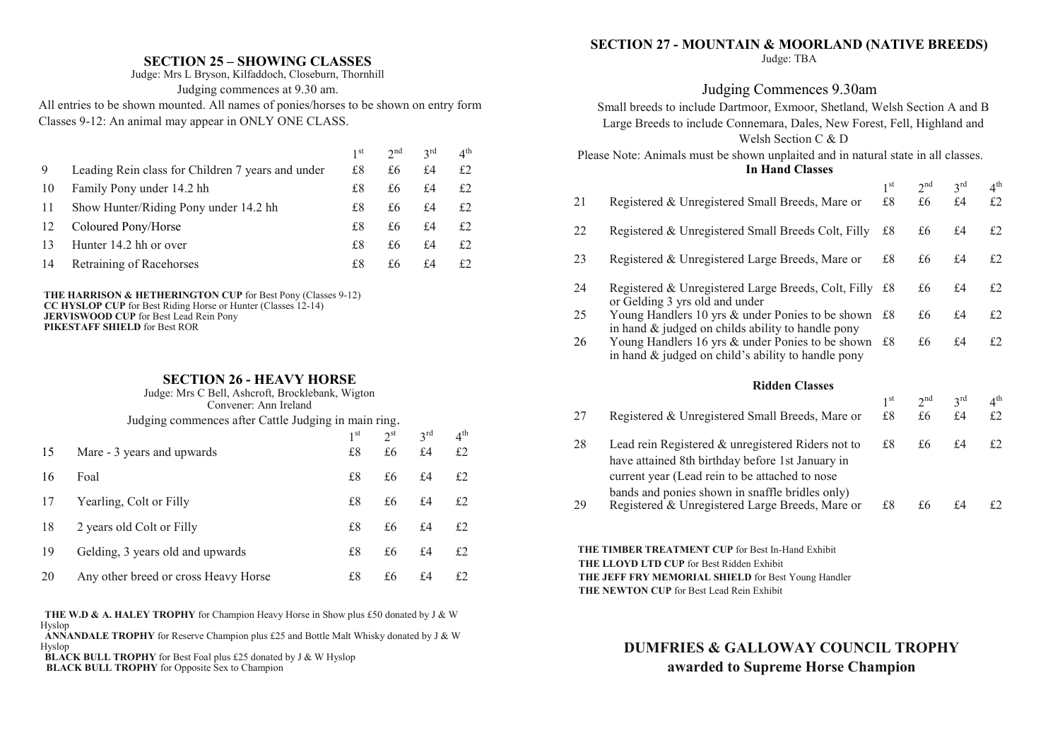## SECTION 25 – SHOWING CLASSES

Judge: Mrs L Bryson, Kilfaddoch, Closeburn, Thornhill

Judging commences at 9.30 am.

All entries to be shown mounted. All names of ponies/horses to be shown on entry form

Classes 9-12: An animal may appear in ONLY ONE CLASS.

| | | 1st | 2nd | 3rd | 4th |
|---|---|---|---|---|---|
| 9 | Leading Rein class for Children 7 years and under | £8 | £6 | £4 | £2 |
| 10 | Family Pony under 14.2 hh | £8 | £6 | £4 | £2 |
| 11 | Show Hunter/Riding Pony under 14.2 hh | £8 | £6 | £4 | £2 |
| 12 | Coloured Pony/Horse | £8 | £6 | £4 | £2 |
| 13 | Hunter 14.2 hh or over | £8 | £6 | £4 | £2 |
| 14 | Retraining of Racehorses | £8 | £6 | £4 | £2 |

**THE HARRISON & HETHERINGTON CUP** for Best Pony (Classes 9-12)
**CC HYSLOP CUP** for Best Riding Horse or Hunter (Classes 12-14)
**JERVISWOOD CUP** for Best Lead Rein Pony
**PIKESTAFF SHIELD** for Best ROR

## SECTION 26 - HEAVY HORSE

Judge: Mrs C Bell, Ashcroft, Brocklebank, Wigton
Convener: Ann Ireland

Judging commences after Cattle Judging in main ring.

| | | 1st | 2st | 3rd | 4th |
|---|---|---|---|---|---|
| 15 | Mare - 3 years and upwards | £8 | £6 | £4 | £2 |
| 16 | Foal | £8 | £6 | £4 | £2 |
| 17 | Yearling, Colt or Filly | £8 | £6 | £4 | £2 |
| 18 | 2 years old Colt or Filly | £8 | £6 | £4 | £2 |
| 19 | Gelding, 3 years old and upwards | £8 | £6 | £4 | £2 |
| 20 | Any other breed or cross Heavy Horse | £8 | £6 | £4 | £2 |

**THE W.D & A. HALEY TROPHY** for Champion Heavy Horse in Show plus £50 donated by J & W Hyslop
**ANNANDALE TROPHY** for Reserve Champion plus £25 and Bottle Malt Whisky donated by J & W Hyslop
**BLACK BULL TROPHY** for Best Foal plus £25 donated by J & W Hyslop
**BLACK BULL TROPHY** for Opposite Sex to Champion

## SECTION 27 - MOUNTAIN & MOORLAND (NATIVE BREEDS)

Judge: TBA

Judging Commences 9.30am

Small breeds to include Dartmoor, Exmoor, Shetland, Welsh Section A and B
Large Breeds to include Connemara, Dales, New Forest, Fell, Highland and Welsh Section C & D

Please Note: Animals must be shown unplaited and in natural state in all classes.

**In Hand Classes**

| | | 1st | 2nd | 3rd | 4th |
|---|---|---|---|---|---|
| 21 | Registered & Unregistered Small Breeds, Mare or | £8 | £6 | £4 | £2 |
| 22 | Registered & Unregistered Small Breeds Colt, Filly | £8 | £6 | £4 | £2 |
| 23 | Registered & Unregistered Large Breeds, Mare or | £8 | £6 | £4 | £2 |
| 24 | Registered & Unregistered Large Breeds, Colt, Filly or Gelding 3 yrs old and under | £8 | £6 | £4 | £2 |
| 25 | Young Handlers 10 yrs & under Ponies to be shown in hand & judged on childs ability to handle pony | £8 | £6 | £4 | £2 |
| 26 | Young Handlers 16 yrs & under Ponies to be shown in hand & judged on child's ability to handle pony | £8 | £6 | £4 | £2 |

**Ridden Classes**

| | | 1st | 2nd | 3rd | 4th |
|---|---|---|---|---|---|
| 27 | Registered & Unregistered Small Breeds, Mare or | £8 | £6 | £4 | £2 |
| 28 | Lead rein Registered & unregistered Riders not to have attained 8th birthday before 1st January in current year (Lead rein to be attached to nose bands and ponies shown in snaffle bridles only) | £8 | £6 | £4 | £2 |
| 29 | Registered & Unregistered Large Breeds, Mare or | £8 | £6 | £4 | £2 |

**THE TIMBER TREATMENT CUP** for Best In-Hand Exhibit
**THE LLOYD LTD CUP** for Best Ridden Exhibit
**THE JEFF FRY MEMORIAL SHIELD** for Best Young Handler
**THE NEWTON CUP** for Best Lead Rein Exhibit

## DUMFRIES & GALLOWAY COUNCIL TROPHY
**awarded to Supreme Horse Champion**